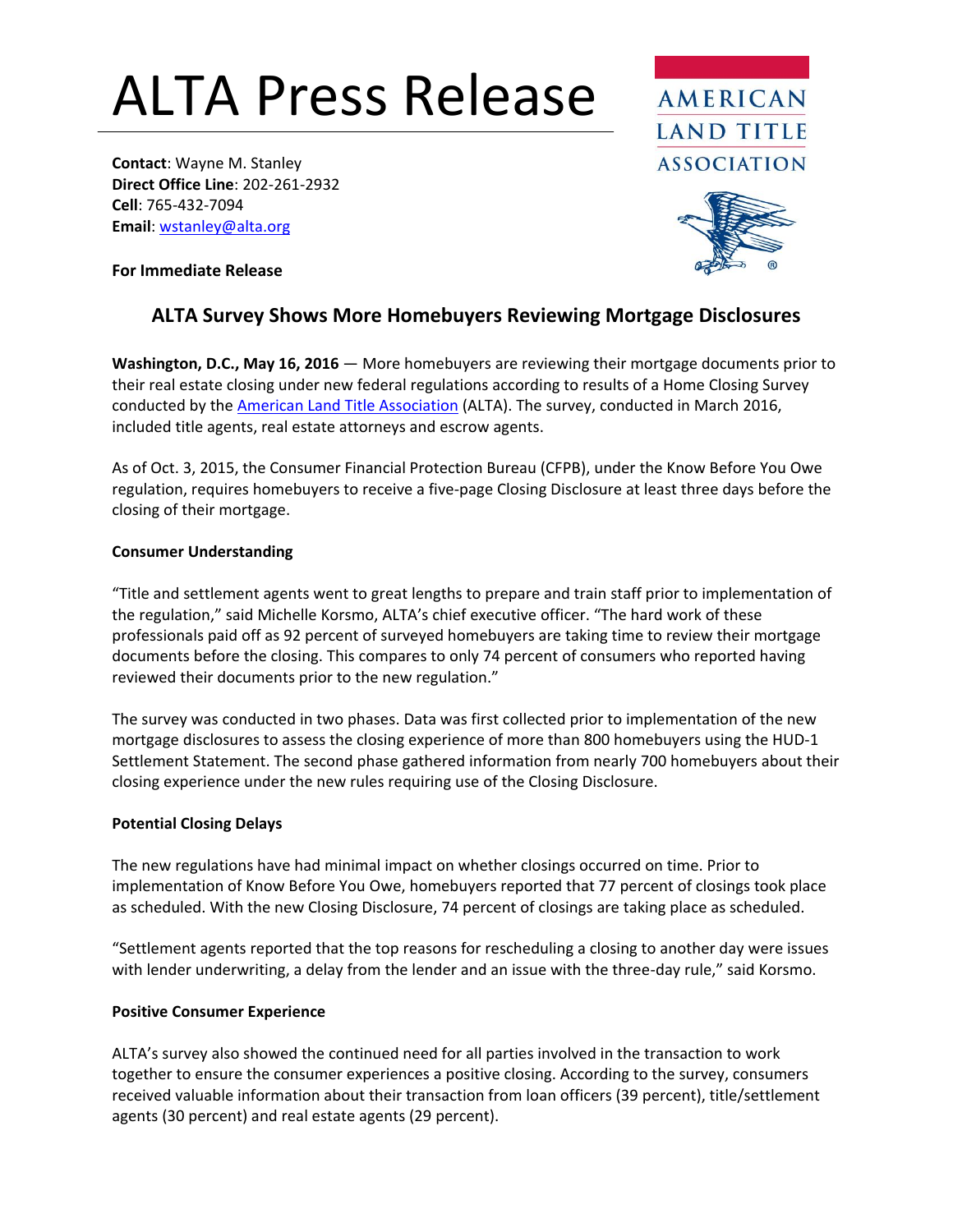# ALTA Press Release

AMERICAN LAND TITLE ASSOCIATION

**Contact**: Wayne M. Stanley
**Direct Office Line**: 202-261-2932
**Cell**: 765-432-7094
**Email**: wstanley@alta.org

**For Immediate Release**

## ALTA Survey Shows More Homebuyers Reviewing Mortgage Disclosures

**Washington, D.C., May 16, 2016** — More homebuyers are reviewing their mortgage documents prior to their real estate closing under new federal regulations according to results of a Home Closing Survey conducted by the American Land Title Association (ALTA). The survey, conducted in March 2016, included title agents, real estate attorneys and escrow agents.

As of Oct. 3, 2015, the Consumer Financial Protection Bureau (CFPB), under the Know Before You Owe regulation, requires homebuyers to receive a five-page Closing Disclosure at least three days before the closing of their mortgage.

**Consumer Understanding**

"Title and settlement agents went to great lengths to prepare and train staff prior to implementation of the regulation," said Michelle Korsmo, ALTA's chief executive officer. "The hard work of these professionals paid off as 92 percent of surveyed homebuyers are taking time to review their mortgage documents before the closing. This compares to only 74 percent of consumers who reported having reviewed their documents prior to the new regulation."

The survey was conducted in two phases. Data was first collected prior to implementation of the new mortgage disclosures to assess the closing experience of more than 800 homebuyers using the HUD-1 Settlement Statement. The second phase gathered information from nearly 700 homebuyers about their closing experience under the new rules requiring use of the Closing Disclosure.

**Potential Closing Delays**

The new regulations have had minimal impact on whether closings occurred on time. Prior to implementation of Know Before You Owe, homebuyers reported that 77 percent of closings took place as scheduled. With the new Closing Disclosure, 74 percent of closings are taking place as scheduled.

"Settlement agents reported that the top reasons for rescheduling a closing to another day were issues with lender underwriting, a delay from the lender and an issue with the three-day rule," said Korsmo.

**Positive Consumer Experience**

ALTA's survey also showed the continued need for all parties involved in the transaction to work together to ensure the consumer experiences a positive closing. According to the survey, consumers received valuable information about their transaction from loan officers (39 percent), title/settlement agents (30 percent) and real estate agents (29 percent).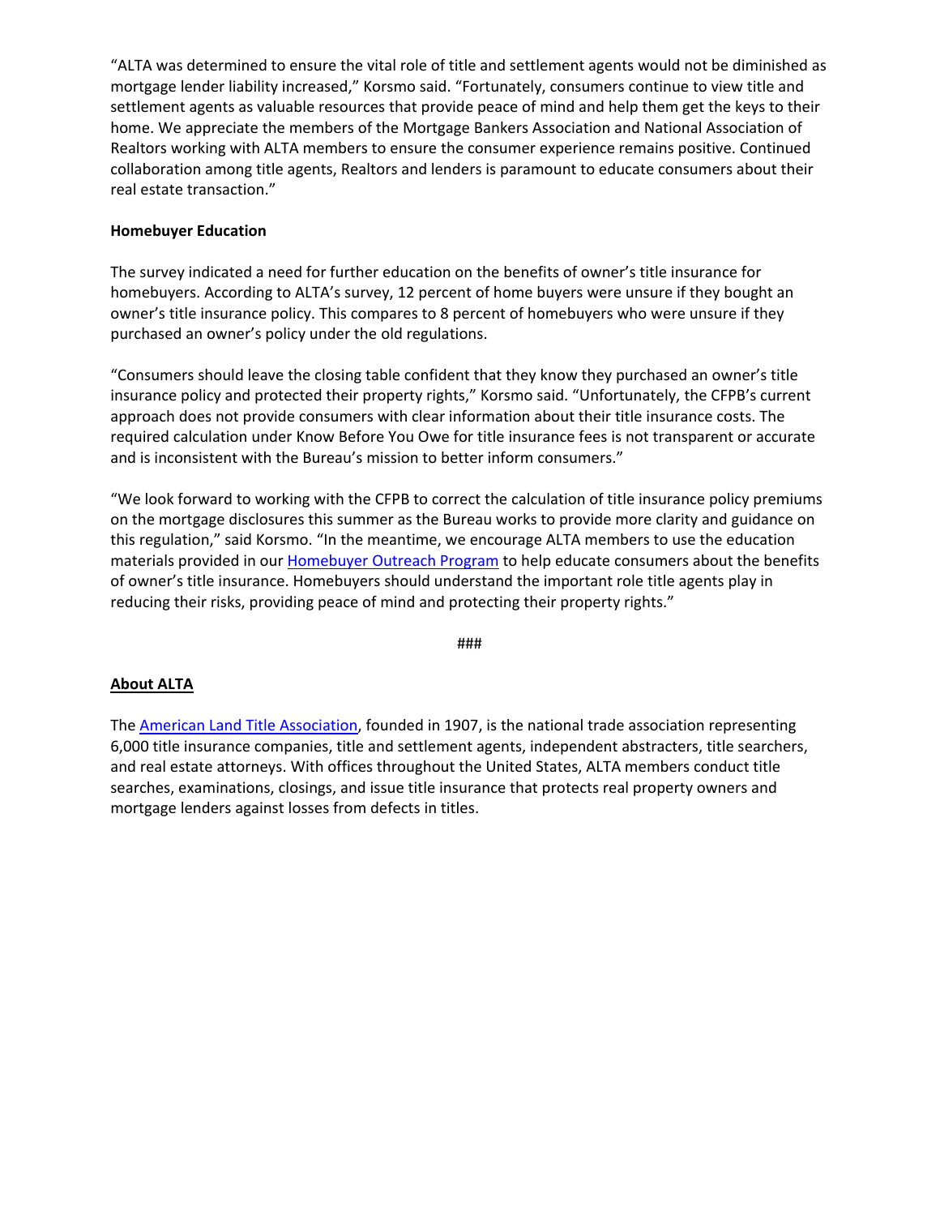"ALTA was determined to ensure the vital role of title and settlement agents would not be diminished as mortgage lender liability increased," Korsmo said. "Fortunately, consumers continue to view title and settlement agents as valuable resources that provide peace of mind and help them get the keys to their home. We appreciate the members of the Mortgage Bankers Association and National Association of Realtors working with ALTA members to ensure the consumer experience remains positive. Continued collaboration among title agents, Realtors and lenders is paramount to educate consumers about their real estate transaction."

**Homebuyer Education**

The survey indicated a need for further education on the benefits of owner's title insurance for homebuyers. According to ALTA's survey, 12 percent of home buyers were unsure if they bought an owner's title insurance policy. This compares to 8 percent of homebuyers who were unsure if they purchased an owner's policy under the old regulations.

"Consumers should leave the closing table confident that they know they purchased an owner's title insurance policy and protected their property rights," Korsmo said. "Unfortunately, the CFPB's current approach does not provide consumers with clear information about their title insurance costs. The required calculation under Know Before You Owe for title insurance fees is not transparent or accurate and is inconsistent with the Bureau's mission to better inform consumers."

"We look forward to working with the CFPB to correct the calculation of title insurance policy premiums on the mortgage disclosures this summer as the Bureau works to provide more clarity and guidance on this regulation," said Korsmo. "In the meantime, we encourage ALTA members to use the education materials provided in our Homebuyer Outreach Program to help educate consumers about the benefits of owner's title insurance. Homebuyers should understand the important role title agents play in reducing their risks, providing peace of mind and protecting their property rights."

###

**About ALTA**

The American Land Title Association, founded in 1907, is the national trade association representing 6,000 title insurance companies, title and settlement agents, independent abstracters, title searchers, and real estate attorneys. With offices throughout the United States, ALTA members conduct title searches, examinations, closings, and issue title insurance that protects real property owners and mortgage lenders against losses from defects in titles.